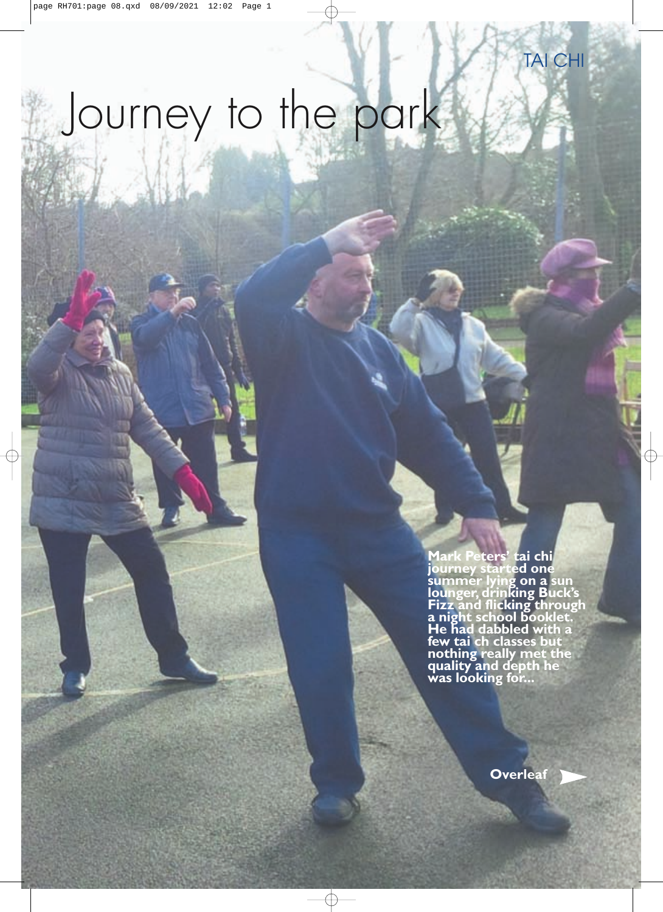TAI CHI

# Journey to the park

**Mark Peters' tai chi journey started one summer lying on a sun lounger, drinking Buck's Fizz and flicking through a night school booklet. He had dabbled with a few tai ch classes but nothing really met the quality and depth he was looking for...**

**Overleaf**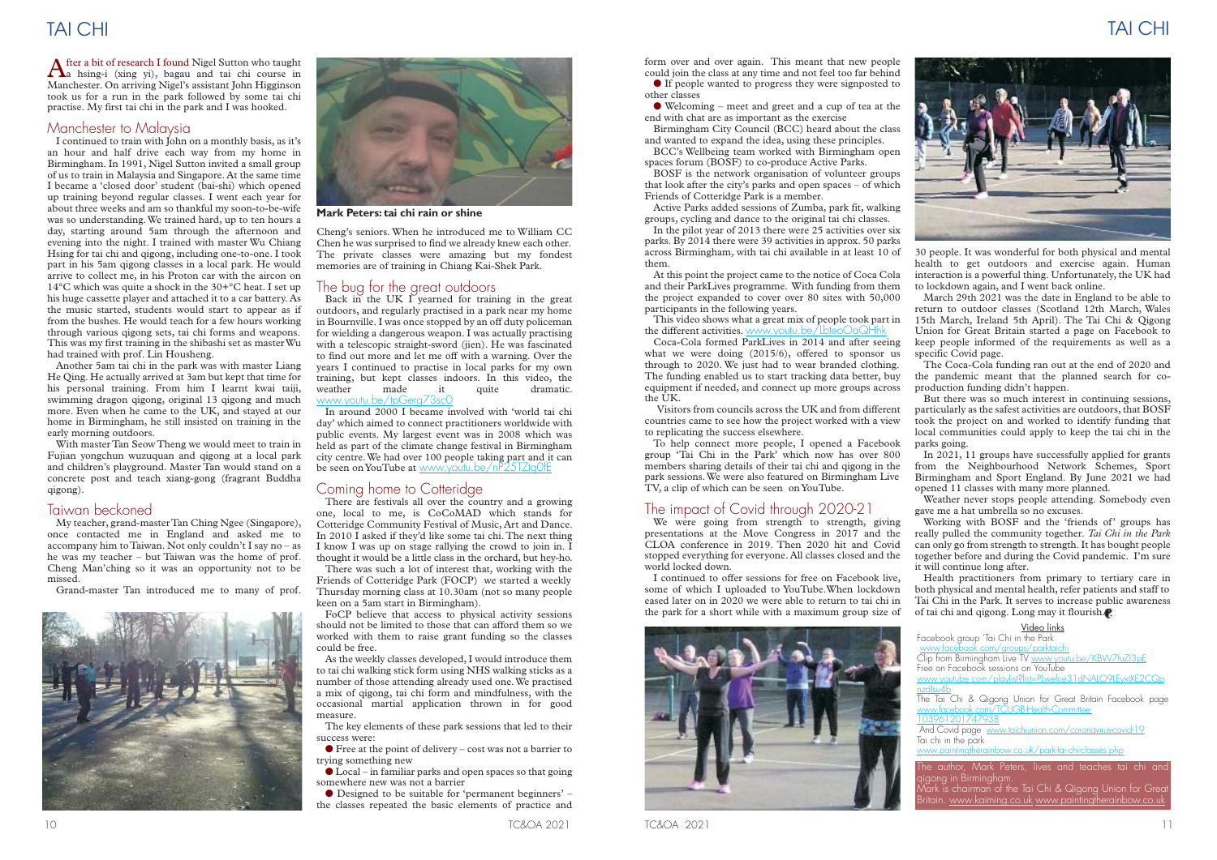A**fter a bit of research I found** Nigel Sutton who taught a hsing-i (xing yi), bagau and tai chi course in Manchester. On arriving Nigel's assistant John Higginson took us for a run in the park followed by some tai chi practise. My first tai chi in the park and I was hooked.

## Manchester to Malaysia

I continued to train with John on a monthly basis, as it's an hour and half drive each way from my home in Birmingham. In 1991, Nigel Sutton invited a small group of us to train in Malaysia and Singapore. At the same time I became a 'closed door' student (bai-shi) which opened up training beyond regular classes. I went each year for about three weeks and am so thankful my soon-to-be-wife was so understanding. We trained hard, up to ten hours a day, starting around 5am through the afternoon and evening into the night. I trained with master Wu Chiang Hsing for tai chi and qigong, including one-to-one. I took part in his 5am qigong classes in a local park. He would arrive to collect me, in his Proton car with the aircon on 14°C which was quite a shock in the 30+°C heat. I set up his huge cassette player and attached it to a car battery. As the music started, students would start to appear as if from the bushes. He would teach for a few hours working through various qigong sets, tai chi forms and weapons. This was my first training in the shibashi set as master Wu had trained with prof. Lin Housheng.

Another 5am tai chi in the park was with master Liang He Qing. He actually arrived at 3am but kept that time for his personal training. From him I learnt kwai taiji, swimming dragon qigong, original 13 qigong and much more. Even when he came to the UK, and stayed at our home in Birmingham, he still insisted on training in the early morning outdoors.

With master Tan Seow Theng we would meet to train in Fujian yongchun wuzuquan and qigong at a local park and children's playground. Master Tan would stand on a concrete post and teach xiang-gong (fragrant Buddha qigong).

## Taiwan beckoned

My teacher, grand-master Tan Ching Ngee (Singapore), once contacted me in England and asked me to accompany him to Taiwan. Not only couldn't I say no – as he was my teacher – but Taiwan was the home of prof. Cheng Man'ching so it was an opportunity not to be missed.

Grand-master Tan introduced me to many of prof. Cheng's seniors. When he introduced me to William CC Chen he was surprised to find we already knew each other. The private classes were amazing but my fondest memories are of training in Chiang Kai-Shek Park.

**Mark Peters: tai chi rain or shine**

## The bug for the great outdoors

Back in the UK I yearned for training in the great outdoors, and regularly practised in a park near my home in Bournville. I was once stopped by an off duty policeman for wielding a dangerous weapon. I was actually practising with a telescopic straight-sword (jien). He was fascinated to find out more and let me off with a warning. Over the years I continued to practise in local parks for my own training, but kept classes indoors. In this video, the weather made it quite dramatic. www.youtu.be/tpGerg73sc0

In around 2000 I became involved with 'world tai chi day' which aimed to connect practitioners worldwide with public events. My largest event was in 2008 which was held as part of the climate change festival in Birmingham city centre. We had over 100 people taking part and it can be seen on YouTube at www.youtu.be/nP25TZlq0fE

## Coming home to Cotteridge

There are festivals all over the country and a growing one, local to me, is CoCoMAD which stands for Cotteridge Community Festival of Music, Art and Dance. In 2010 I asked if they'd like some tai chi. The next thing I know I was up on stage rallying the crowd to join in. I thought it would be a little class in the orchard, but hey-ho.

There was such a lot of interest that, working with the Friends of Cotteridge Park (FOCP) we started a weekly Thursday morning class at 10.30am (not so many people keen on a 5am start in Birmingham).

FoCP believe that access to physical activity sessions should not be limited to those that can afford them so we worked with them to raise grant funding so the classes could be free.

As the weekly classes developed, I would introduce them to tai chi walking stick form using NHS walking sticks as a number of those attending already used one. We practised a mix of qigong, tai chi form and mindfulness, with the occasional martial application thrown in for good measure.

The key elements of these park sessions that led to their success were:

- Free at the point of delivery – cost was not a barrier to trying something new
- Local – in familiar parks and open spaces so that going somewhere new was not a barrier
- Designed to be suitable for 'permanent beginners' – the classes repeated the basic elements of practice and form over and over again. This meant that new people could join the class at any time and not feel too far behind
- If people wanted to progress they were signposted to other classes
- Welcoming – meet and greet and a cup of tea at the end with chat are as important as the exercise

Birmingham City Council (BCC) heard about the class and wanted to expand the idea, using these principles.

BCC's Wellbeing team worked with Birmingham open spaces forum (BOSF) to co-produce Active Parks.

BOSF is the network organisation of volunteer groups that look after the city's parks and open spaces – of which Friends of Cotteridge Park is a member.

Active Parks added sessions of Zumba, park fit, walking groups, cycling and dance to the original tai chi classes.

In the pilot year of 2013 there were 25 activities over six parks. By 2014 there were 39 activities in approx. 50 parks across Birmingham, with tai chi available in at least 10 of them.

At this point the project came to the notice of Coca Cola and their ParkLives programme. With funding from them the project expanded to cover over 80 sites with 50,000 participants in the following years.

This video shows what a great mix of people took part in the different activities. www.youtu.be/LbteoOaQHhk

Coca-Cola formed ParkLives in 2014 and after seeing what we were doing (2015/6), offered to sponsor us through to 2020. We just had to wear branded clothing. The funding enabled us to start tracking data better, buy equipment if needed, and connect up more groups across the UK.

Visitors from councils across the UK and from different countries came to see how the project worked with a view to replicating the success elsewhere.

To help connect more people, I opened a Facebook group 'Tai Chi in the Park' which now has over 800 members sharing details of their tai chi and qigong in the park sessions. We were also featured on Birmingham Live TV, a clip of which can be seen on YouTube.

## The impact of Covid through 2020-21

We were going from strength to strength, giving presentations at the Move Congress in 2017 and the CLOA conference in 2019. Then 2020 hit and Covid stopped everything for everyone. All classes closed and the world locked down.

I continued to offer sessions for free on Facebook live, some of which I uploaded to YouTube. When lockdown eased later on in 2020 we were able to return to tai chi in the park for a short while with a maximum group size of 30 people. It was wonderful for both physical and mental health to get outdoors and exercise again. Human interaction is a powerful thing. Unfortunately, the UK had to lockdown again, and I went back online.

March 29th 2021 was the date in England to be able to return to outdoor classes (Scotland 12th March, Wales 15th March, Ireland 5th April). The Tai Chi & Qigong Union for Great Britain started a page on Facebook to keep people informed of the requirements as well as a specific Covid page.

The Coca-Cola funding ran out at the end of 2020 and the pandemic meant that the planned search for co-production funding didn't happen.

But there was so much interest in continuing sessions, particularly as the safest activities are outdoors, that BOSF took the project on and worked to identify funding that local communities could apply to keep the tai chi in the parks going.

In 2021, 11 groups have successfully applied for grants from the Neighbourhood Network Schemes, Sport Birmingham and Sport England. By June 2021 we had opened 11 classes with many more planned.

Weather never stops people attending. Somebody even gave me a hat umbrella so no excuses.

Working with BOSF and the 'friends of' groups has really pulled the community together. *Tai Chi in the Park* can only go from strength to strength. It has bought people together before and during the Covid pandemic. I'm sure it will continue long after.

Health practitioners from primary to tertiary care in both physical and mental health, refer patients and staff to Tai Chi in the Park. It serves to increase public awareness of tai chi and qigong. Long may it flourish.

**Video links**

Facebook group 'Tai Chi in the Park
www.facebook.com/groups/parktaichi

Clip from Birmingham Live TV www.youtu.be/KBW7fuZI3pE

Free on Facebook sessions on YouTube
www.youtube.com/playlist?list=PLwefce31dNALO9LEyxtXE2CQp nzdlsu4b

The Tai Chi & Qigong Union for Great Britain Facebook page www.facebook.com/TCUGB-Health-Committee-103961201747938

And Covid page www.taichiunion.com/coronavirus-covid-19

Tai chi in the park
www.paintingtherainbow.co.uk/park-tai-chi-classes.php

The author, Mark Peters, lives and teaches tai chi and qigong in Birmingham.
Mark is chairman of the Tai Chi & Qigong Union for Great Britain. www.kaiming.co.uk www.paintingtherainbow.co.uk